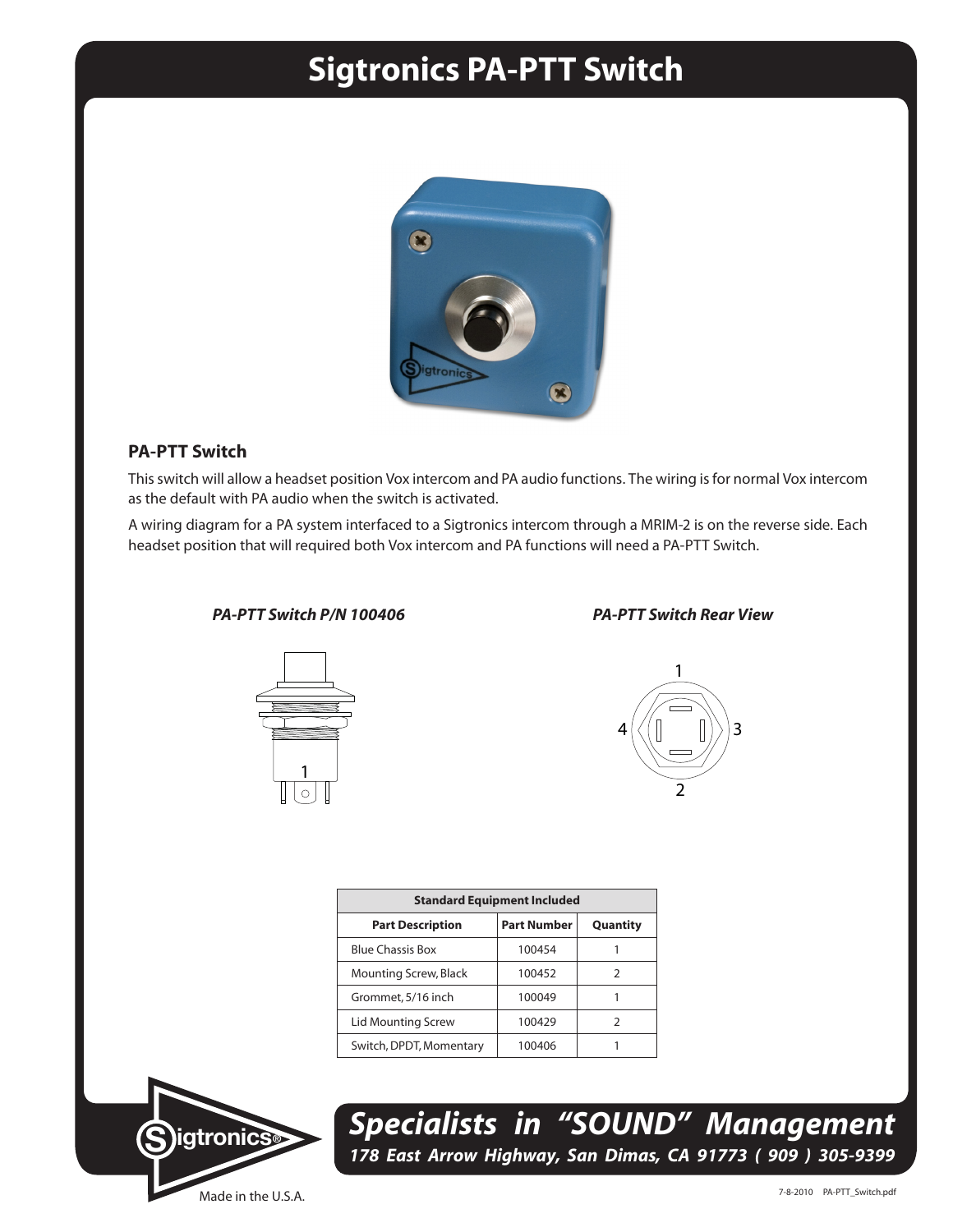# Sigtronics PA-PTT Switch

## PA-PTT Switch

This switch will allow a headset position Vox intercom and PA audio functions. The wiring is for normal Vox intercom as the default with PA audio when the switch is activated.

A wiring diagram for a PA system interfaced to a Sigtronics intercom through a MRIM-2 is on the reverse side. Each headset position that will required both Vox intercom and PA functions will need a PA-PTT Switch.

***PA-PTT Switch P/N 100406***

***PA-PTT Switch Rear View***

| Standard Equipment Included | | |
|---|---|---|
| **Part Description** | **Part Number** | **Quantity** |
| Blue Chassis Box | 100454 | 1 |
| Mounting Screw, Black | 100452 | 2 |
| Grommet, 5/16 inch | 100049 | 1 |
| Lid Mounting Screw | 100429 | 2 |
| Switch, DPDT, Momentary | 100406 | 1 |

***Specialists in "SOUND" Management***

***178 East Arrow Highway, San Dimas, CA 91773 ( 909 ) 305-9399***

Made in the U.S.A.

7-8-2010 PA-PTT_Switch.pdf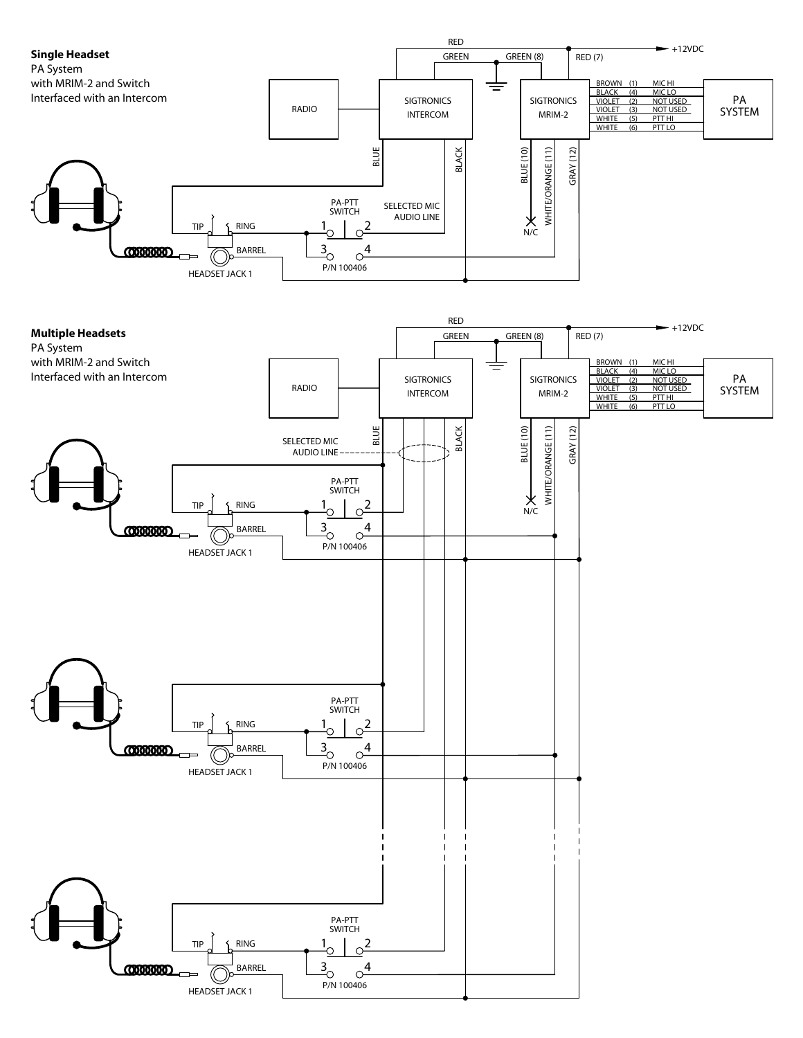**Single Headset**
PA System
with MRIM-2 and Switch
Interfaced with an Intercom

RED
GREEN
GREEN (8)
RED (7)
+12VDC
RADIO
SIGTRONICS
INTERCOM
SIGTRONICS
MRIM-2

| | | | |
|---|---|---|---|
| BROWN | (1) | MIC HI | |
| BLACK | (4) | MIC LO | |
| VIOLET | (2) | NOT USED | |
| VIOLET | (3) | NOT USED | |
| WHITE | (5) | PTT HI | |
| WHITE | (6) | PTT LO | |

PA SYSTEM
BLUE
BLACK
BLUE (10)
WHITE/ORANGE (11)
GRAY (12)
SELECTED MIC AUDIO LINE
PA-PTT SWITCH
TIP
RING
BARREL
HEADSET JACK 1
1 2 3 4
P/N 100406
N/C

**Multiple Headsets**
PA System
with MRIM-2 and Switch
Interfaced with an Intercom

RED
GREEN
GREEN (8)
RED (7)
+12VDC
RADIO
SIGTRONICS
INTERCOM
SIGTRONICS
MRIM-2

| | | | |
|---|---|---|---|
| BROWN | (1) | MIC HI | |
| BLACK | (4) | MIC LO | |
| VIOLET | (2) | NOT USED | |
| VIOLET | (3) | NOT USED | |
| WHITE | (5) | PTT HI | |
| WHITE | (6) | PTT LO | |

PA SYSTEM
SELECTED MIC AUDIO LINE
BLUE
BLACK
BLUE (10)
WHITE/ORANGE (11)
GRAY (12)
N/C
PA-PTT SWITCH
TIP
RING
BARREL
HEADSET JACK 1
1 2 3 4
P/N 100406
PA-PTT SWITCH
TIP
RING
BARREL
HEADSET JACK 1
1 2 3 4
P/N 100406
PA-PTT SWITCH
TIP
RING
BARREL
HEADSET JACK 1
1 2 3 4
P/N 100406